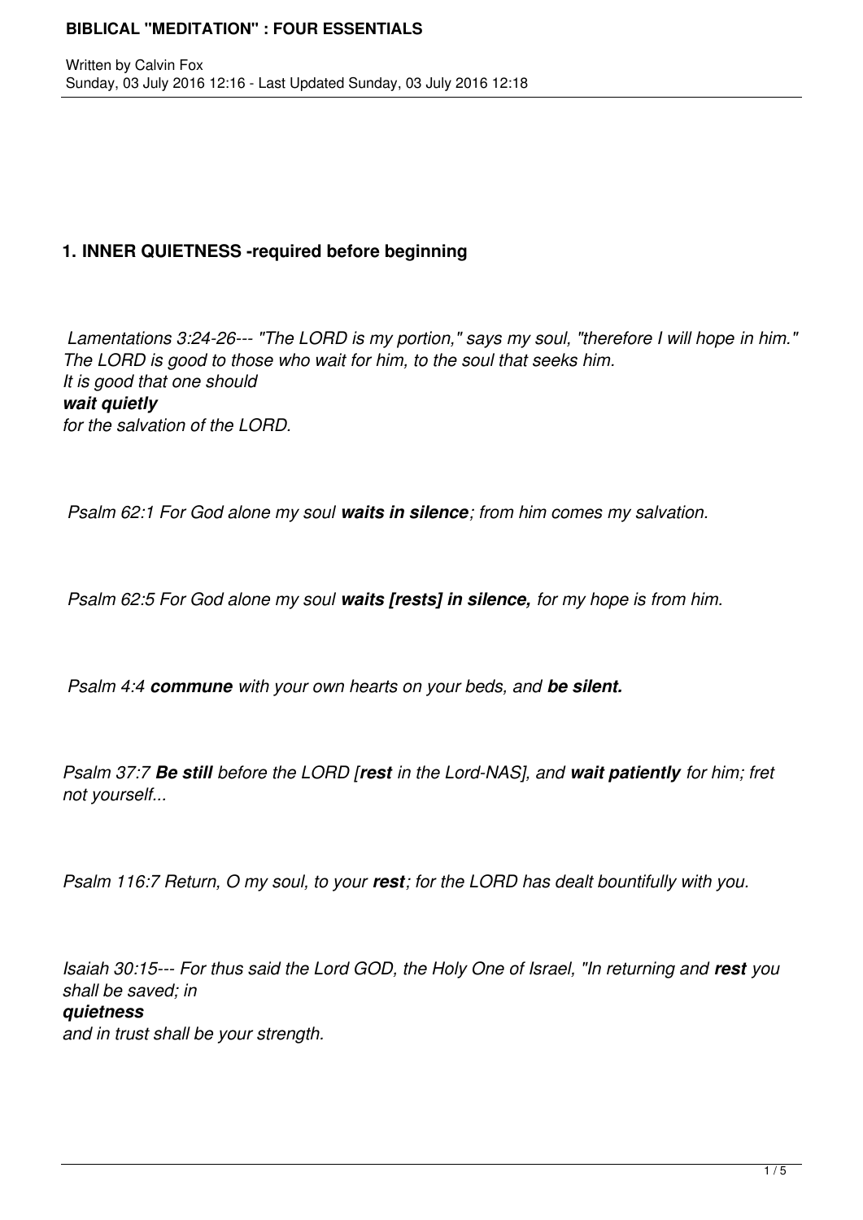# BIBLICAL "MEDITATION" : FOUR ESSENTIALS

Written by Calvin Fox
Sunday, 03 July 2016 12:16 - Last Updated Sunday, 03 July 2016 12:18

## 1. INNER QUIETNESS -required before beginning

*Lamentations 3:24-26--- "The LORD is my portion," says my soul, "therefore I will hope in him." The LORD is good to those who wait for him, to the soul that seeks him. It is good that one should* ***wait quietly*** *for the salvation of the LORD.*

*Psalm 62:1 For God alone my soul* ***waits in silence****; from him comes my salvation.*

*Psalm 62:5 For God alone my soul* ***waits [rests] in silence,*** *for my hope is from him.*

*Psalm 4:4* ***commune*** *with your own hearts on your beds, and* ***be silent.***

*Psalm 37:7* ***Be still*** *before the LORD [****rest*** *in the Lord-NAS], and* ***wait patiently*** *for him; fret not yourself...*

*Psalm 116:7 Return, O my soul, to your* ***rest****; for the LORD has dealt bountifully with you.*

*Isaiah 30:15--- For thus said the Lord GOD, the Holy One of Israel, "In returning and* ***rest*** *you shall be saved; in* ***quietness*** *and in trust shall be your strength.*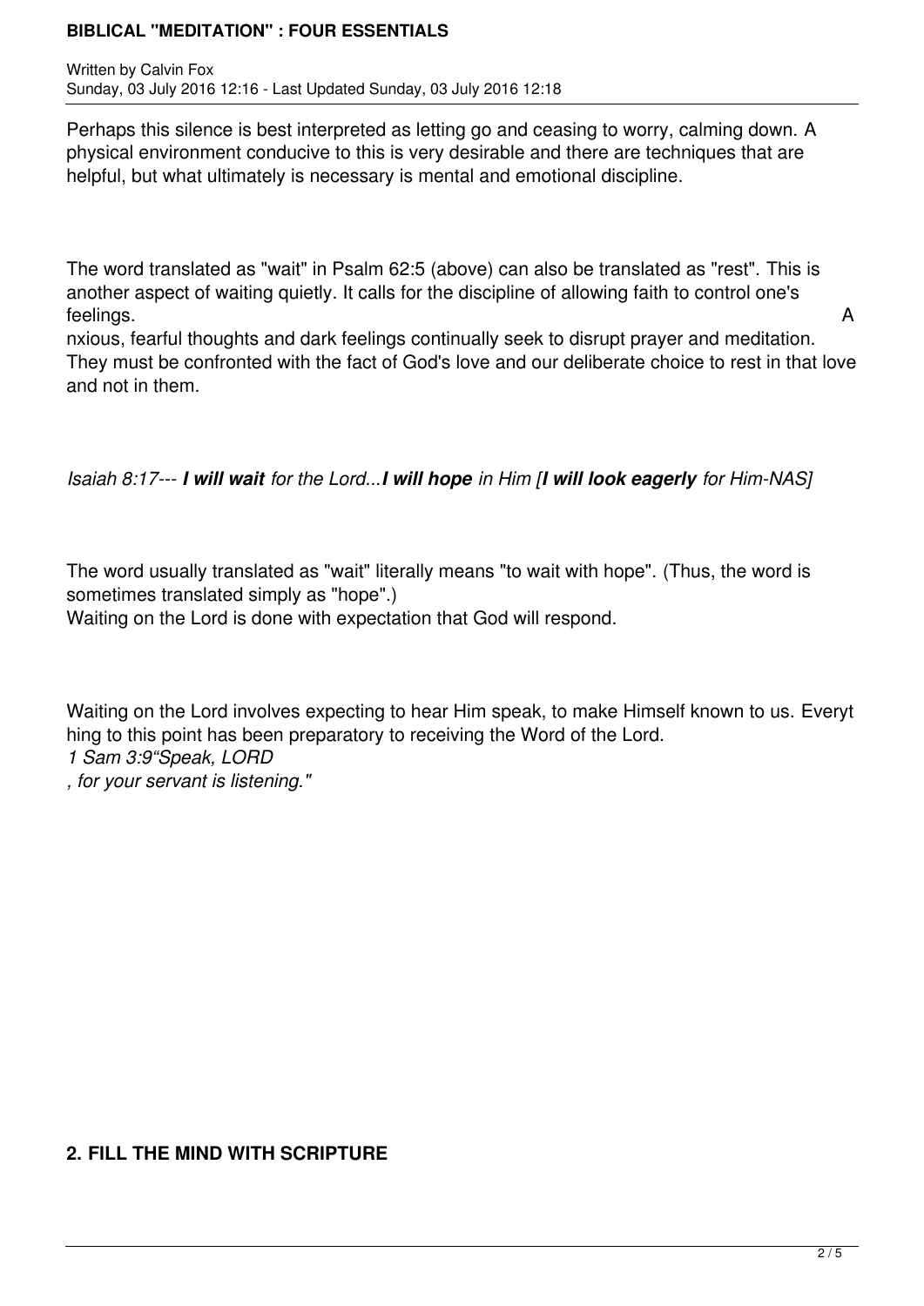Perhaps this silence is best interpreted as letting go and ceasing to worry, calming down. A physical environment conducive to this is very desirable and there are techniques that are helpful, but what ultimately is necessary is mental and emotional discipline.

The word translated as "wait" in Psalm 62:5 (above) can also be translated as "rest". This is another aspect of waiting quietly. It calls for the discipline of allowing faith to control one's feelings. Anxious, fearful thoughts and dark feelings continually seek to disrupt prayer and meditation. They must be confronted with the fact of God's love and our deliberate choice to rest in that love and not in them.

*Isaiah 8:17--- **I will wait** for the Lord...**I will hope** in Him [**I will look eagerly** for Him-NAS]*

The word usually translated as "wait" literally means "to wait with hope". (Thus, the word is sometimes translated simply as "hope".)
Waiting on the Lord is done with expectation that God will respond.

Waiting on the Lord involves expecting to hear Him speak, to make Himself known to us. Everything to this point has been preparatory to receiving the Word of the Lord.
*1 Sam 3:9"Speak, LORD, for your servant is listening."*

## 2. FILL THE MIND WITH SCRIPTURE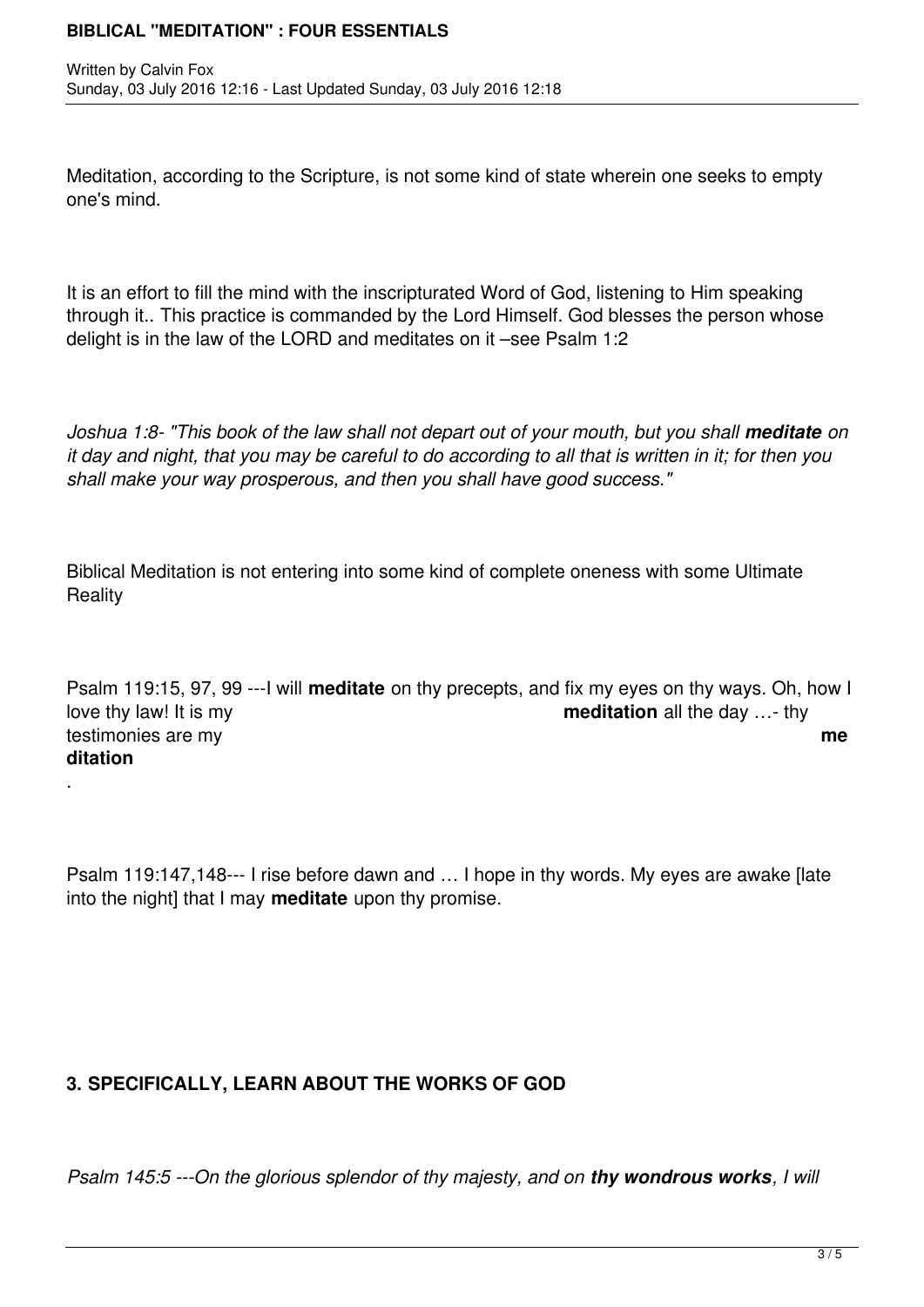Meditation, according to the Scripture, is not some kind of state wherein one seeks to empty one's mind.

It is an effort to fill the mind with the inscripturated Word of God, listening to Him speaking through it.. This practice is commanded by the Lord Himself. God blesses the person whose delight is in the law of the LORD and meditates on it –see Psalm 1:2

*Joshua 1:8- "This book of the law shall not depart out of your mouth, but you shall **meditate** on it day and night, that you may be careful to do according to all that is written in it; for then you shall make your way prosperous, and then you shall have good success."*

Biblical Meditation is not entering into some kind of complete oneness with some Ultimate Reality

Psalm 119:15, 97, 99 ---I will **meditate** on thy precepts, and fix my eyes on thy ways. Oh, how I love thy law! It is my **meditation** all the day …- thy testimonies are my **meditation**.

Psalm 119:147,148--- I rise before dawn and … I hope in thy words. My eyes are awake [late into the night] that I may **meditate** upon thy promise.

### 3. SPECIFICALLY, LEARN ABOUT THE WORKS OF GOD

*Psalm 145:5 ---On the glorious splendor of thy majesty, and on **thy wondrous works**, I will*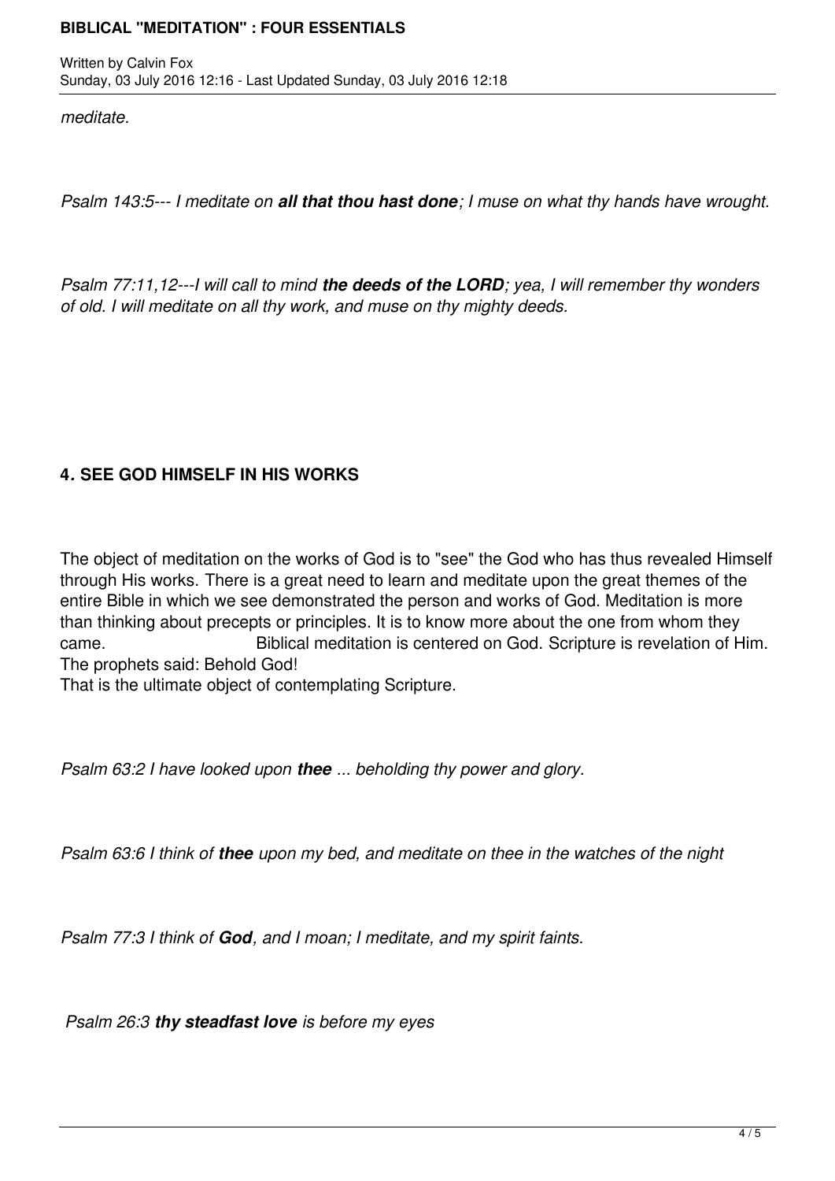*meditate.*

*Psalm 143:5--- I meditate on **all that thou hast done**; I muse on what thy hands have wrought.*

*Psalm 77:11,12---I will call to mind **the deeds of the LORD**; yea, I will remember thy wonders of old. I will meditate on all thy work, and muse on thy mighty deeds.*

## 4. SEE GOD HIMSELF IN HIS WORKS

The object of meditation on the works of God is to "see" the God who has thus revealed Himself through His works. There is a great need to learn and meditate upon the great themes of the entire Bible in which we see demonstrated the person and works of God. Meditation is more than thinking about precepts or principles. It is to know more about the one from whom they came. Biblical meditation is centered on God. Scripture is revelation of Him. The prophets said: Behold God!
That is the ultimate object of contemplating Scripture.

*Psalm 63:2 I have looked upon **thee** ... beholding thy power and glory.*

*Psalm 63:6 I think of **thee** upon my bed, and meditate on thee in the watches of the night*

*Psalm 77:3 I think of **God**, and I moan; I meditate, and my spirit faints.*

*Psalm 26:3 **thy steadfast love** is before my eyes*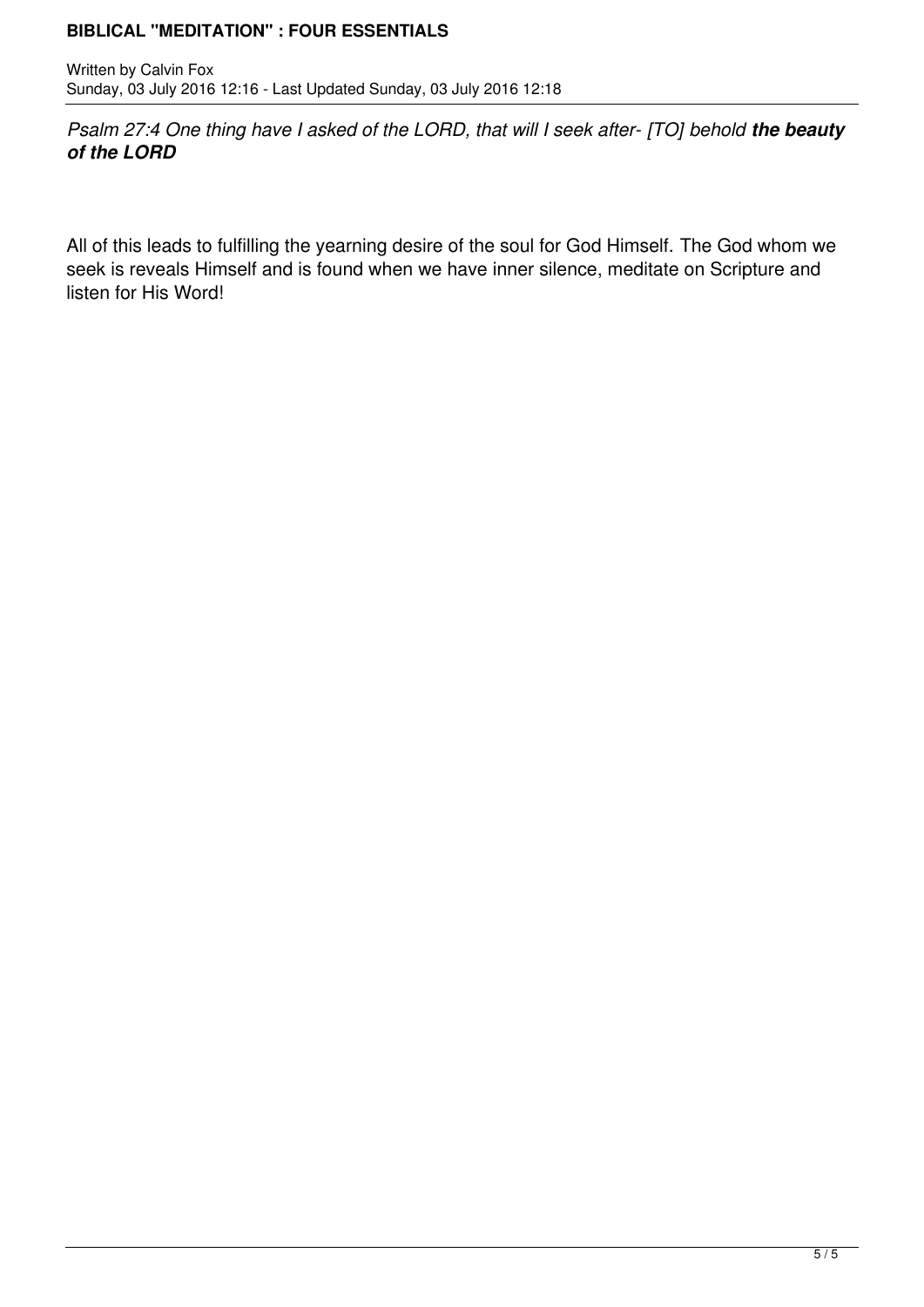*Psalm 27:4 One thing have I asked of the LORD, that will I seek after- [TO] behold* ***the beauty of the LORD***

All of this leads to fulfilling the yearning desire of the soul for God Himself. The God whom we seek is reveals Himself and is found when we have inner silence, meditate on Scripture and listen for His Word!